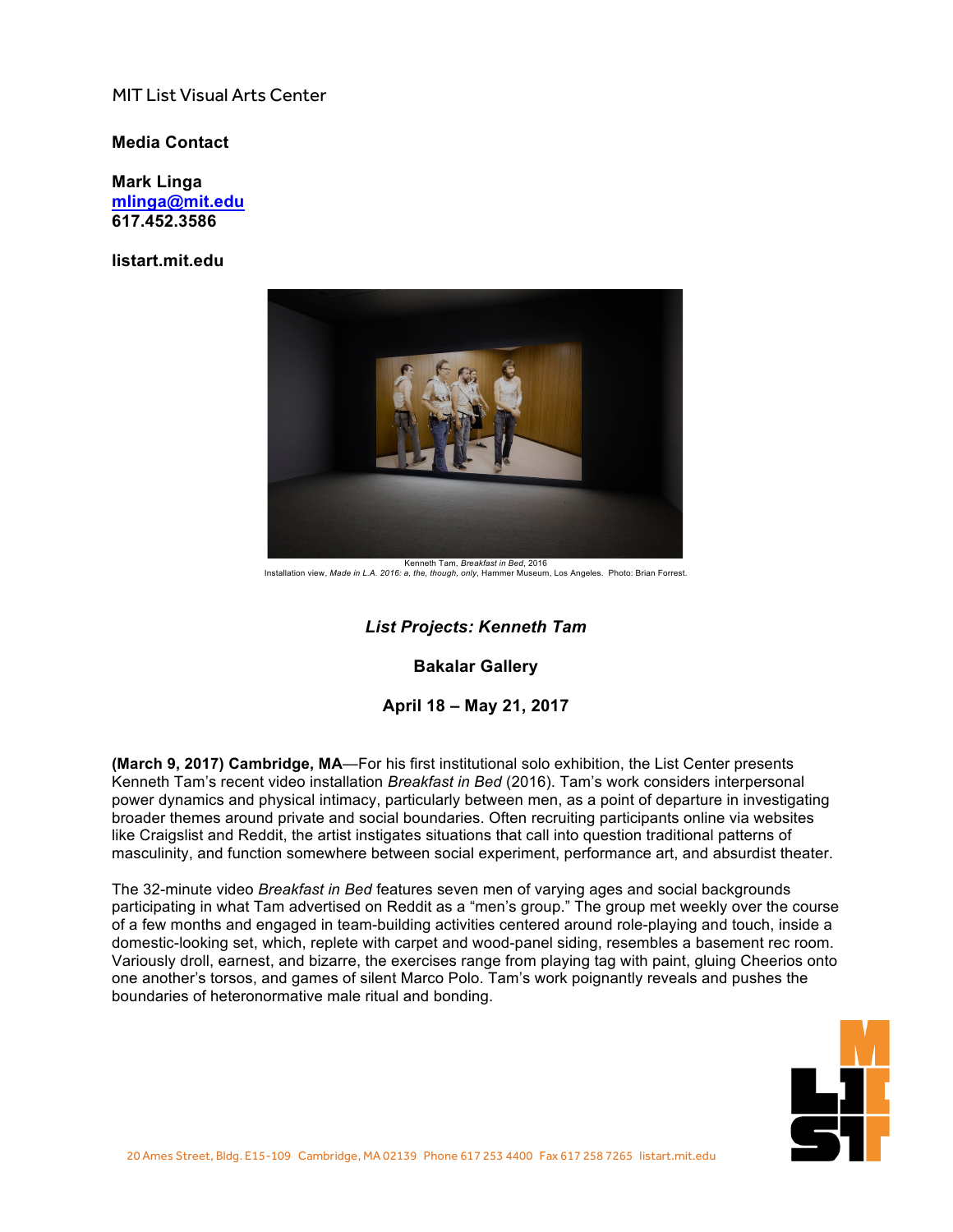MIT List Visual Arts Center

**Media Contact**

**Mark Linga**
**mlinga@mit.edu**
**617.452.3586**

**listart.mit.edu**

Kenneth Tam, *Breakfast in Bed*, 2016
Installation view, *Made in L.A. 2016: a, the, though, only*, Hammer Museum, Los Angeles. Photo: Brian Forrest.

## *List Projects: Kenneth Tam*

**Bakalar Gallery**

**April 18 – May 21, 2017**

**(March 9, 2017) Cambridge, MA**—For his first institutional solo exhibition, the List Center presents Kenneth Tam's recent video installation *Breakfast in Bed* (2016). Tam's work considers interpersonal power dynamics and physical intimacy, particularly between men, as a point of departure in investigating broader themes around private and social boundaries. Often recruiting participants online via websites like Craigslist and Reddit, the artist instigates situations that call into question traditional patterns of masculinity, and function somewhere between social experiment, performance art, and absurdist theater.

The 32-minute video *Breakfast in Bed* features seven men of varying ages and social backgrounds participating in what Tam advertised on Reddit as a "men's group." The group met weekly over the course of a few months and engaged in team-building activities centered around role-playing and touch, inside a domestic-looking set, which, replete with carpet and wood-panel siding, resembles a basement rec room. Variously droll, earnest, and bizarre, the exercises range from playing tag with paint, gluing Cheerios onto one another's torsos, and games of silent Marco Polo. Tam's work poignantly reveals and pushes the boundaries of heteronormative male ritual and bonding.

20 Ames Street, Bldg. E15-109 Cambridge, MA 02139 Phone 617 253 4400 Fax 617 258 7265 listart.mit.edu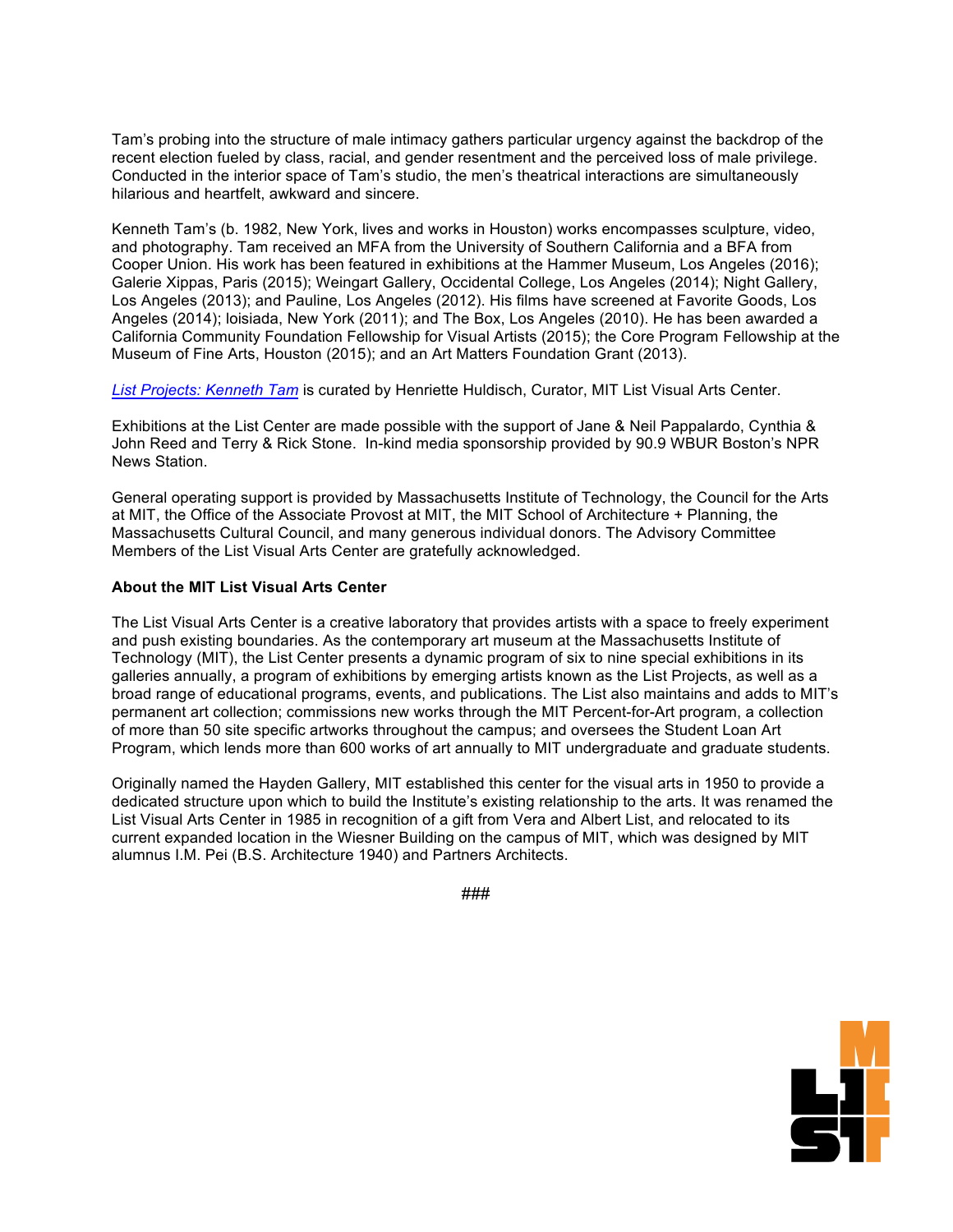Tam's probing into the structure of male intimacy gathers particular urgency against the backdrop of the recent election fueled by class, racial, and gender resentment and the perceived loss of male privilege. Conducted in the interior space of Tam's studio, the men's theatrical interactions are simultaneously hilarious and heartfelt, awkward and sincere.

Kenneth Tam's (b. 1982, New York, lives and works in Houston) works encompasses sculpture, video, and photography. Tam received an MFA from the University of Southern California and a BFA from Cooper Union. His work has been featured in exhibitions at the Hammer Museum, Los Angeles (2016); Galerie Xippas, Paris (2015); Weingart Gallery, Occidental College, Los Angeles (2014); Night Gallery, Los Angeles (2013); and Pauline, Los Angeles (2012). His films have screened at Favorite Goods, Los Angeles (2014); loisiada, New York (2011); and The Box, Los Angeles (2010). He has been awarded a California Community Foundation Fellowship for Visual Artists (2015); the Core Program Fellowship at the Museum of Fine Arts, Houston (2015); and an Art Matters Foundation Grant (2013).

*List Projects: Kenneth Tam* is curated by Henriette Huldisch, Curator, MIT List Visual Arts Center.

Exhibitions at the List Center are made possible with the support of Jane & Neil Pappalardo, Cynthia & John Reed and Terry & Rick Stone. In-kind media sponsorship provided by 90.9 WBUR Boston's NPR News Station.

General operating support is provided by Massachusetts Institute of Technology, the Council for the Arts at MIT, the Office of the Associate Provost at MIT, the MIT School of Architecture + Planning, the Massachusetts Cultural Council, and many generous individual donors. The Advisory Committee Members of the List Visual Arts Center are gratefully acknowledged.

**About the MIT List Visual Arts Center**

The List Visual Arts Center is a creative laboratory that provides artists with a space to freely experiment and push existing boundaries. As the contemporary art museum at the Massachusetts Institute of Technology (MIT), the List Center presents a dynamic program of six to nine special exhibitions in its galleries annually, a program of exhibitions by emerging artists known as the List Projects, as well as a broad range of educational programs, events, and publications. The List also maintains and adds to MIT's permanent art collection; commissions new works through the MIT Percent-for-Art program, a collection of more than 50 site specific artworks throughout the campus; and oversees the Student Loan Art Program, which lends more than 600 works of art annually to MIT undergraduate and graduate students.

Originally named the Hayden Gallery, MIT established this center for the visual arts in 1950 to provide a dedicated structure upon which to build the Institute's existing relationship to the arts. It was renamed the List Visual Arts Center in 1985 in recognition of a gift from Vera and Albert List, and relocated to its current expanded location in the Wiesner Building on the campus of MIT, which was designed by MIT alumnus I.M. Pei (B.S. Architecture 1940) and Partners Architects.

###